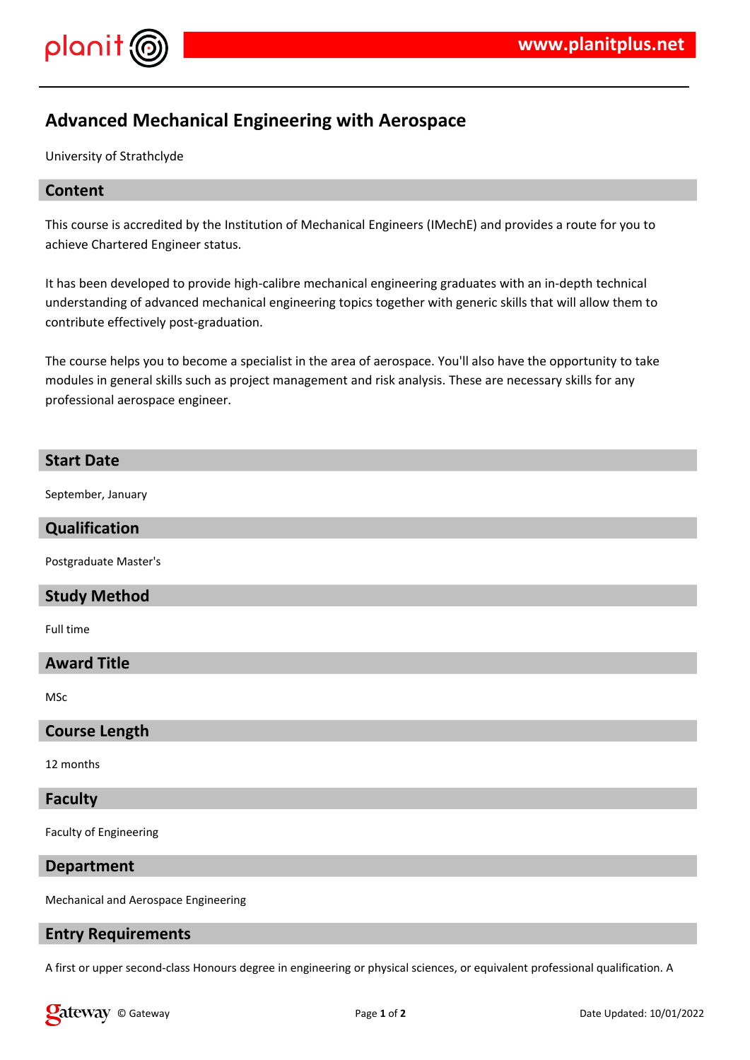# Advanced Mechanical Engineering with Aerospace

University of Strathclyde

## Content

This course is accredited by the Institution of Mechanical Engineers (IMechE) and provides a route for you to achieve Chartered Engineer status.

It has been developed to provide high-calibre mechanical engineering graduates with an in-depth technical understanding of advanced mechanical engineering topics together with generic skills that will allow them to contribute effectively post-graduation.

The course helps you to become a specialist in the area of aerospace. You'll also have the opportunity to take modules in general skills such as project management and risk analysis. These are necessary skills for any professional aerospace engineer.

## Start Date

September, January

## Qualification

Postgraduate Master's

## Study Method

Full time

## Award Title

MSc

## Course Length

12 months

## Faculty

Faculty of Engineering

## Department

Mechanical and Aerospace Engineering

## Entry Requirements

A first or upper second-class Honours degree in engineering or physical sciences, or equivalent professional qualification. A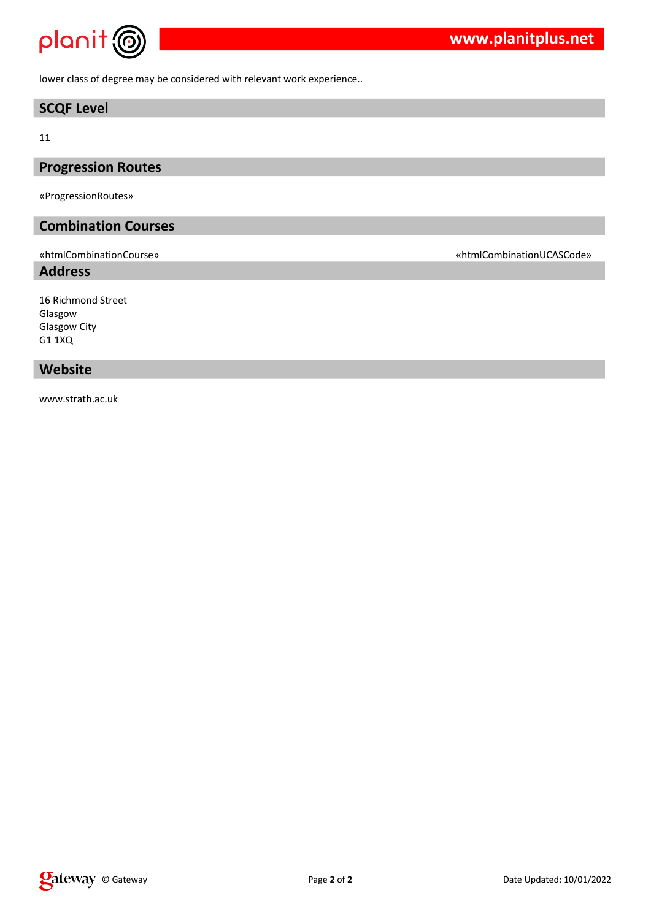lower class of degree may be considered with relevant work experience..

## SCQF Level

11

## Progression Routes

«ProgressionRoutes»

## Combination Courses

«htmlCombinationCourse» «htmlCombinationUCASCode»

## Address

16 Richmond Street
Glasgow
Glasgow City
G1 1XQ

## Website

www.strath.ac.uk